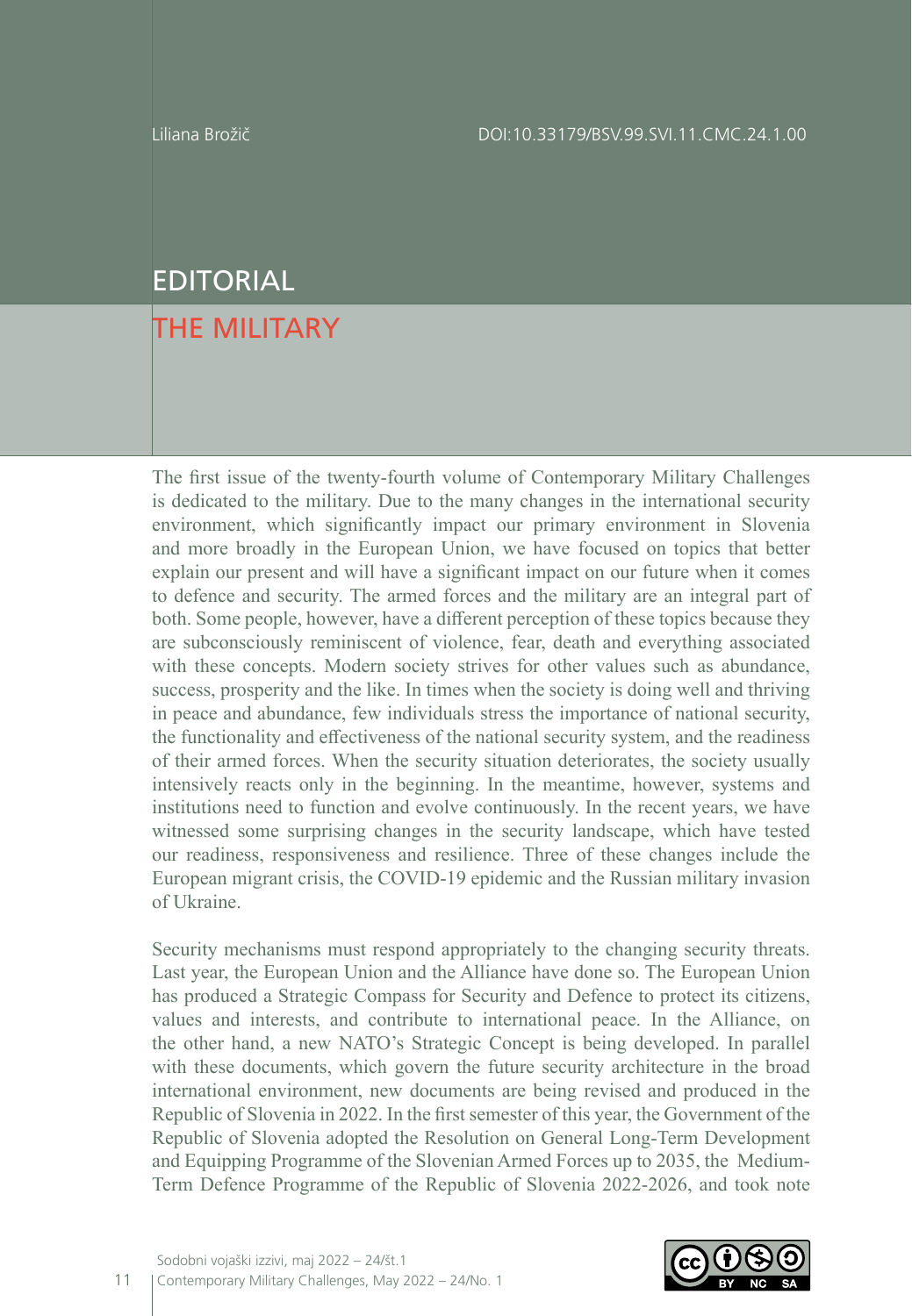Liliana Brožič

DOI:10.33179/BSV.99.SVI.11.CMC.24.1.00

# EDITORIAL

## THE MILITARY

The first issue of the twenty-fourth volume of Contemporary Military Challenges is dedicated to the military. Due to the many changes in the international security environment, which significantly impact our primary environment in Slovenia and more broadly in the European Union, we have focused on topics that better explain our present and will have a significant impact on our future when it comes to defence and security. The armed forces and the military are an integral part of both. Some people, however, have a different perception of these topics because they are subconsciously reminiscent of violence, fear, death and everything associated with these concepts. Modern society strives for other values such as abundance, success, prosperity and the like. In times when the society is doing well and thriving in peace and abundance, few individuals stress the importance of national security, the functionality and effectiveness of the national security system, and the readiness of their armed forces. When the security situation deteriorates, the society usually intensively reacts only in the beginning. In the meantime, however, systems and institutions need to function and evolve continuously. In the recent years, we have witnessed some surprising changes in the security landscape, which have tested our readiness, responsiveness and resilience. Three of these changes include the European migrant crisis, the COVID-19 epidemic and the Russian military invasion of Ukraine.

Security mechanisms must respond appropriately to the changing security threats. Last year, the European Union and the Alliance have done so. The European Union has produced a Strategic Compass for Security and Defence to protect its citizens, values and interests, and contribute to international peace. In the Alliance, on the other hand, a new NATO's Strategic Concept is being developed. In parallel with these documents, which govern the future security architecture in the broad international environment, new documents are being revised and produced in the Republic of Slovenia in 2022. In the first semester of this year, the Government of the Republic of Slovenia adopted the Resolution on General Long-Term Development and Equipping Programme of the Slovenian Armed Forces up to 2035, the Medium-Term Defence Programme of the Republic of Slovenia 2022-2026, and took note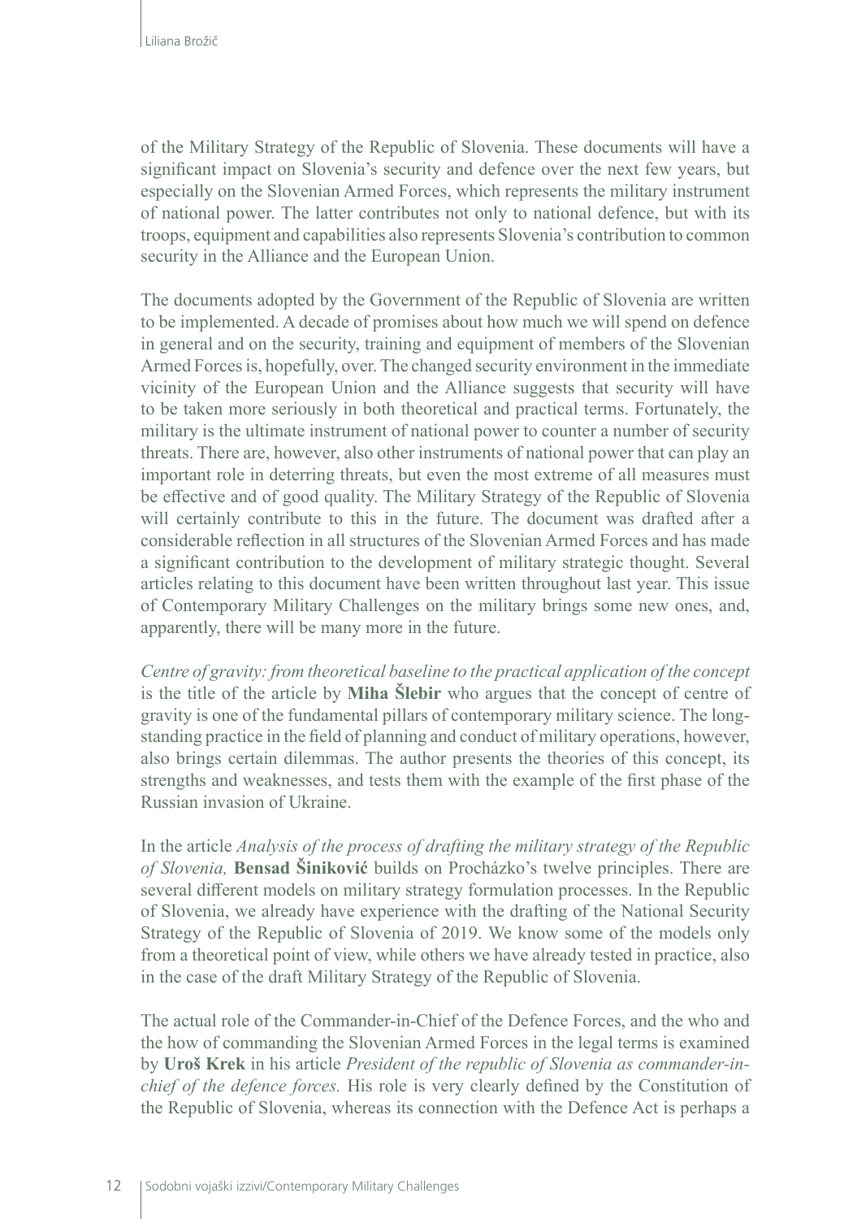of the Military Strategy of the Republic of Slovenia. These documents will have a significant impact on Slovenia's security and defence over the next few years, but especially on the Slovenian Armed Forces, which represents the military instrument of national power. The latter contributes not only to national defence, but with its troops, equipment and capabilities also represents Slovenia's contribution to common security in the Alliance and the European Union.

The documents adopted by the Government of the Republic of Slovenia are written to be implemented. A decade of promises about how much we will spend on defence in general and on the security, training and equipment of members of the Slovenian Armed Forces is, hopefully, over. The changed security environment in the immediate vicinity of the European Union and the Alliance suggests that security will have to be taken more seriously in both theoretical and practical terms. Fortunately, the military is the ultimate instrument of national power to counter a number of security threats. There are, however, also other instruments of national power that can play an important role in deterring threats, but even the most extreme of all measures must be effective and of good quality. The Military Strategy of the Republic of Slovenia will certainly contribute to this in the future. The document was drafted after a considerable reflection in all structures of the Slovenian Armed Forces and has made a significant contribution to the development of military strategic thought. Several articles relating to this document have been written throughout last year. This issue of Contemporary Military Challenges on the military brings some new ones, and, apparently, there will be many more in the future.

*Centre of gravity: from theoretical baseline to the practical application of the concept* is the title of the article by **Miha Šlebir** who argues that the concept of centre of gravity is one of the fundamental pillars of contemporary military science. The long-standing practice in the field of planning and conduct of military operations, however, also brings certain dilemmas. The author presents the theories of this concept, its strengths and weaknesses, and tests them with the example of the first phase of the Russian invasion of Ukraine.

In the article *Analysis of the process of drafting the military strategy of the Republic of Slovenia,* **Bensad Šiniković** builds on Procházko's twelve principles. There are several different models on military strategy formulation processes. In the Republic of Slovenia, we already have experience with the drafting of the National Security Strategy of the Republic of Slovenia of 2019. We know some of the models only from a theoretical point of view, while others we have already tested in practice, also in the case of the draft Military Strategy of the Republic of Slovenia.

The actual role of the Commander-in-Chief of the Defence Forces, and the who and the how of commanding the Slovenian Armed Forces in the legal terms is examined by **Uroš Krek** in his article *President of the republic of Slovenia as commander-in-chief of the defence forces.* His role is very clearly defined by the Constitution of the Republic of Slovenia, whereas its connection with the Defence Act is perhaps a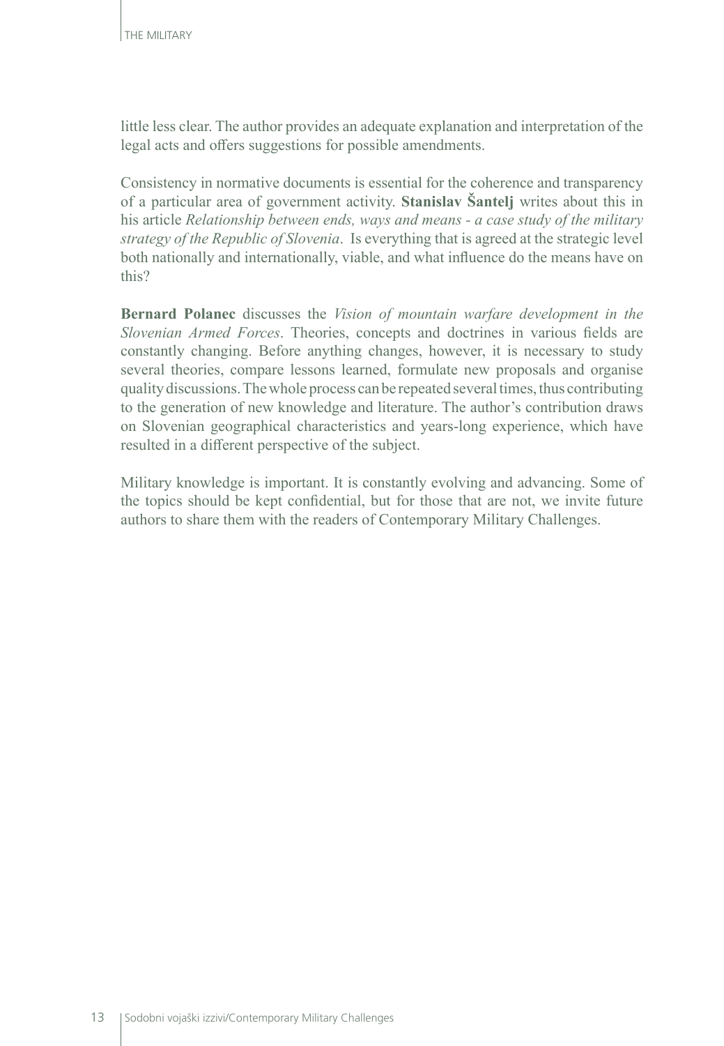little less clear. The author provides an adequate explanation and interpretation of the legal acts and offers suggestions for possible amendments.

Consistency in normative documents is essential for the coherence and transparency of a particular area of government activity. **Stanislav Šantelj** writes about this in his article *Relationship between ends, ways and means - a case study of the military strategy of the Republic of Slovenia*. Is everything that is agreed at the strategic level both nationally and internationally, viable, and what influence do the means have on this?

**Bernard Polanec** discusses the *Vision of mountain warfare development in the Slovenian Armed Forces*. Theories, concepts and doctrines in various fields are constantly changing. Before anything changes, however, it is necessary to study several theories, compare lessons learned, formulate new proposals and organise quality discussions. The whole process can be repeated several times, thus contributing to the generation of new knowledge and literature. The author's contribution draws on Slovenian geographical characteristics and years-long experience, which have resulted in a different perspective of the subject.

Military knowledge is important. It is constantly evolving and advancing. Some of the topics should be kept confidential, but for those that are not, we invite future authors to share them with the readers of Contemporary Military Challenges.